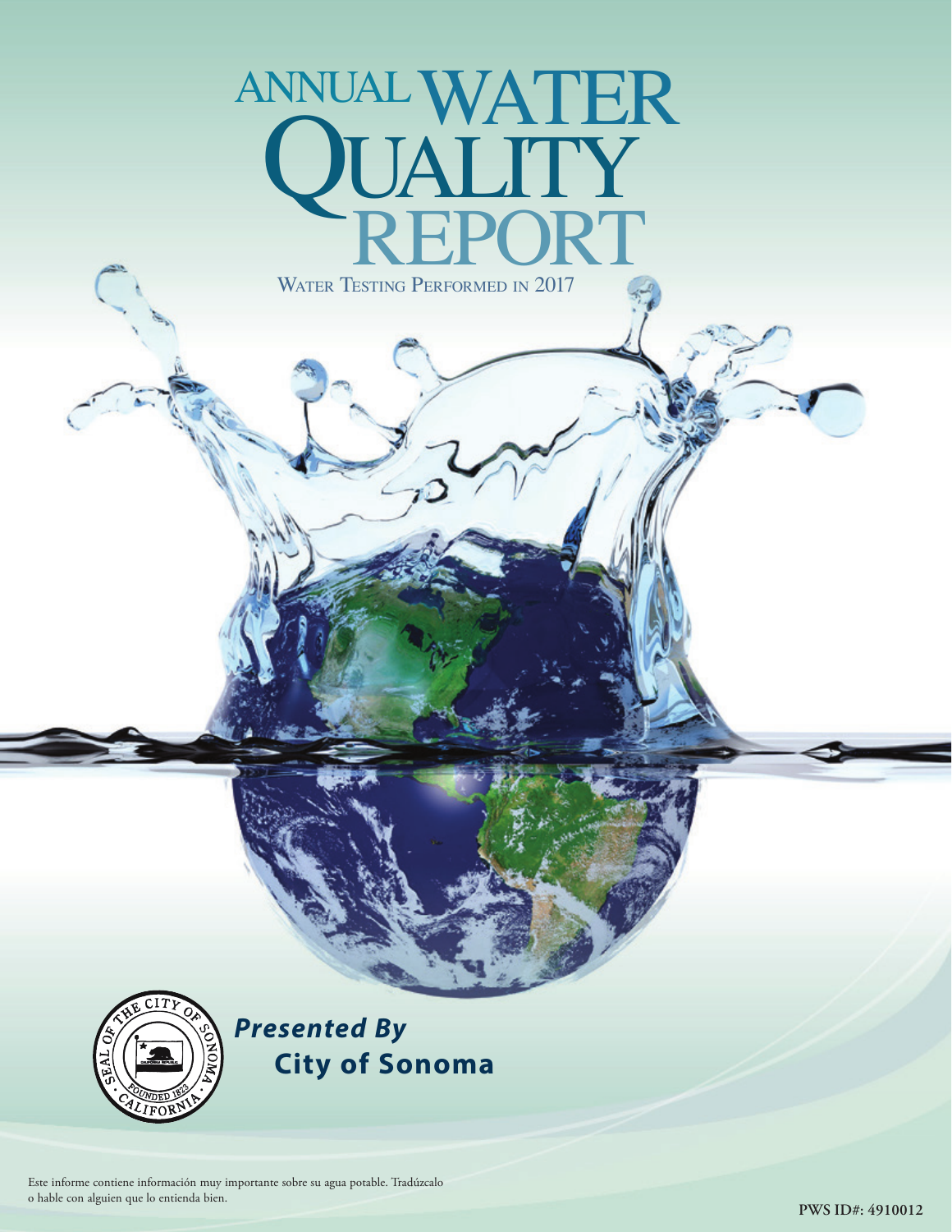# ANNUAL WATER QUALITY REPORT

WATER TESTING PERFORMED IN 2017

***Presented By***
**City of Sonoma**

Este informe contiene información muy importante sobre su agua potable. Tradúzcalo o hable con alguien que lo entienda bien.

**PWS ID#: 4910012**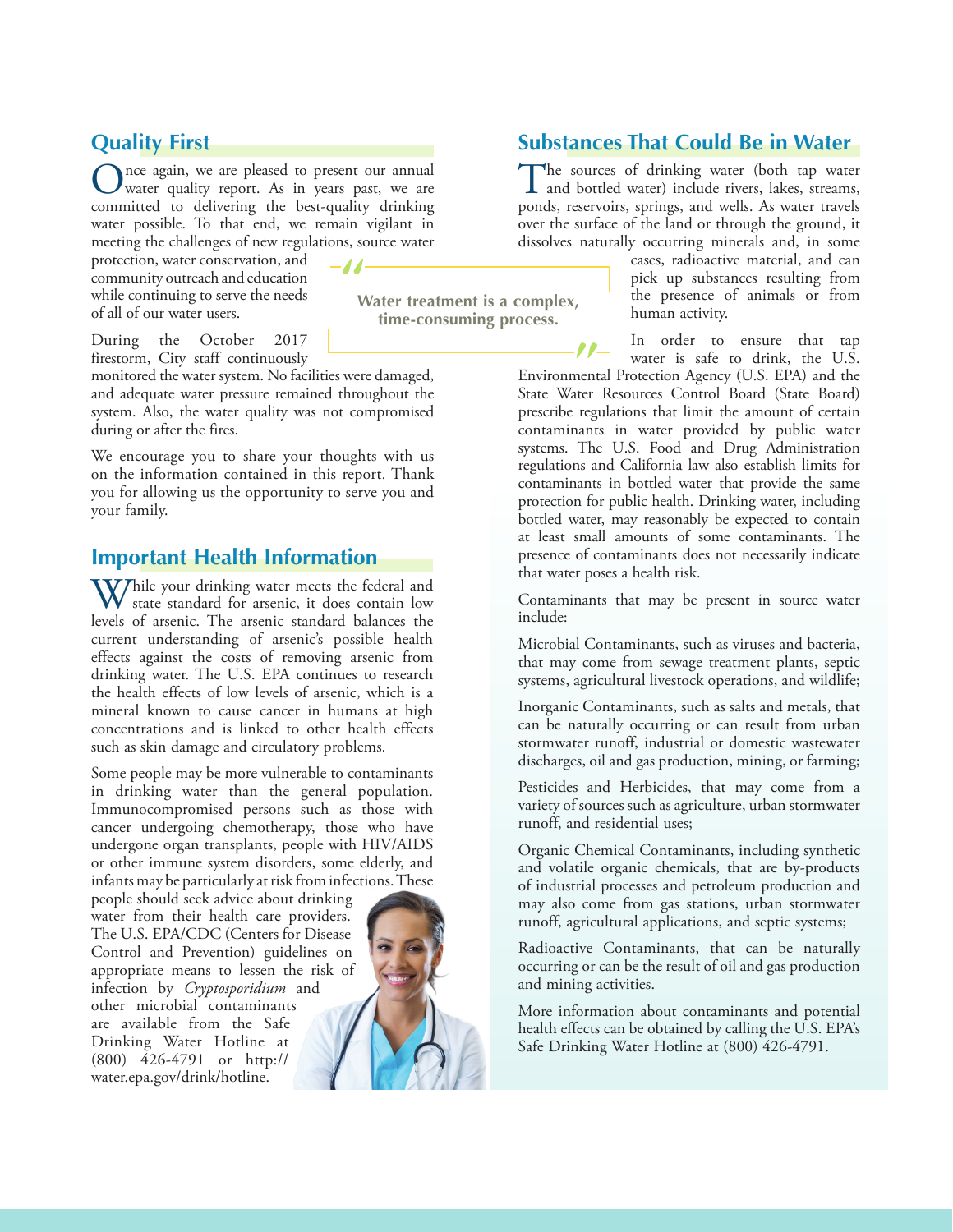## Quality First

Once again, we are pleased to present our annual water quality report. As in years past, we are committed to delivering the best-quality drinking water possible. To that end, we remain vigilant in meeting the challenges of new regulations, source water protection, water conservation, and community outreach and education while continuing to serve the needs of all of our water users.

During the October 2017 firestorm, City staff continuously monitored the water system. No facilities were damaged, and adequate water pressure remained throughout the system. Also, the water quality was not compromised during or after the fires.

We encourage you to share your thoughts with us on the information contained in this report. Thank you for allowing us the opportunity to serve you and your family.

> Water treatment is a complex, time-consuming process.

## Important Health Information

While your drinking water meets the federal and state standard for arsenic, it does contain low levels of arsenic. The arsenic standard balances the current understanding of arsenic's possible health effects against the costs of removing arsenic from drinking water. The U.S. EPA continues to research the health effects of low levels of arsenic, which is a mineral known to cause cancer in humans at high concentrations and is linked to other health effects such as skin damage and circulatory problems.

Some people may be more vulnerable to contaminants in drinking water than the general population. Immunocompromised persons such as those with cancer undergoing chemotherapy, those who have undergone organ transplants, people with HIV/AIDS or other immune system disorders, some elderly, and infants may be particularly at risk from infections. These people should seek advice about drinking water from their health care providers. The U.S. EPA/CDC (Centers for Disease Control and Prevention) guidelines on appropriate means to lessen the risk of infection by *Cryptosporidium* and other microbial contaminants are available from the Safe Drinking Water Hotline at (800) 426-4791 or http://water.epa.gov/drink/hotline.

## Substances That Could Be in Water

The sources of drinking water (both tap water and bottled water) include rivers, lakes, streams, ponds, reservoirs, springs, and wells. As water travels over the surface of the land or through the ground, it dissolves naturally occurring minerals and, in some cases, radioactive material, and can pick up substances resulting from the presence of animals or from human activity.

In order to ensure that tap water is safe to drink, the U.S. Environmental Protection Agency (U.S. EPA) and the State Water Resources Control Board (State Board) prescribe regulations that limit the amount of certain contaminants in water provided by public water systems. The U.S. Food and Drug Administration regulations and California law also establish limits for contaminants in bottled water that provide the same protection for public health. Drinking water, including bottled water, may reasonably be expected to contain at least small amounts of some contaminants. The presence of contaminants does not necessarily indicate that water poses a health risk.

Contaminants that may be present in source water include:

Microbial Contaminants, such as viruses and bacteria, that may come from sewage treatment plants, septic systems, agricultural livestock operations, and wildlife;

Inorganic Contaminants, such as salts and metals, that can be naturally occurring or can result from urban stormwater runoff, industrial or domestic wastewater discharges, oil and gas production, mining, or farming;

Pesticides and Herbicides, that may come from a variety of sources such as agriculture, urban stormwater runoff, and residential uses;

Organic Chemical Contaminants, including synthetic and volatile organic chemicals, that are by-products of industrial processes and petroleum production and may also come from gas stations, urban stormwater runoff, agricultural applications, and septic systems;

Radioactive Contaminants, that can be naturally occurring or can be the result of oil and gas production and mining activities.

More information about contaminants and potential health effects can be obtained by calling the U.S. EPA's Safe Drinking Water Hotline at (800) 426-4791.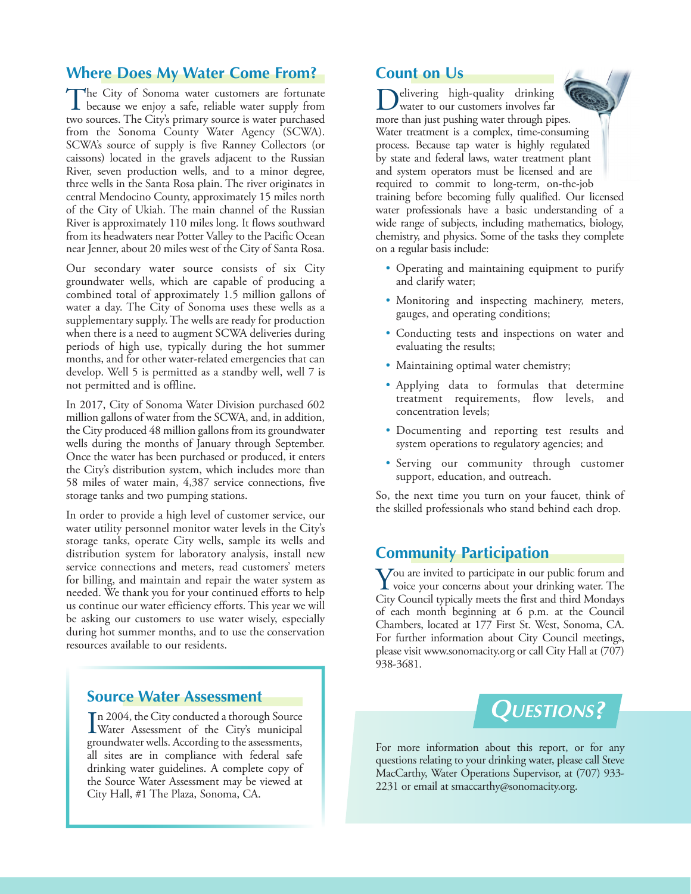## Where Does My Water Come From?

The City of Sonoma water customers are fortunate because we enjoy a safe, reliable water supply from two sources. The City's primary source is water purchased from the Sonoma County Water Agency (SCWA). SCWA's source of supply is five Ranney Collectors (or caissons) located in the gravels adjacent to the Russian River, seven production wells, and to a minor degree, three wells in the Santa Rosa plain. The river originates in central Mendocino County, approximately 15 miles north of the City of Ukiah. The main channel of the Russian River is approximately 110 miles long. It flows southward from its headwaters near Potter Valley to the Pacific Ocean near Jenner, about 20 miles west of the City of Santa Rosa.

Our secondary water source consists of six City groundwater wells, which are capable of producing a combined total of approximately 1.5 million gallons of water a day. The City of Sonoma uses these wells as a supplementary supply. The wells are ready for production when there is a need to augment SCWA deliveries during periods of high use, typically during the hot summer months, and for other water-related emergencies that can develop. Well 5 is permitted as a standby well, well 7 is not permitted and is offline.

In 2017, City of Sonoma Water Division purchased 602 million gallons of water from the SCWA, and, in addition, the City produced 48 million gallons from its groundwater wells during the months of January through September. Once the water has been purchased or produced, it enters the City's distribution system, which includes more than 58 miles of water main, 4,387 service connections, five storage tanks and two pumping stations.

In order to provide a high level of customer service, our water utility personnel monitor water levels in the City's storage tanks, operate City wells, sample its wells and distribution system for laboratory analysis, install new service connections and meters, read customers' meters for billing, and maintain and repair the water system as needed. We thank you for your continued efforts to help us continue our water efficiency efforts. This year we will be asking our customers to use water wisely, especially during hot summer months, and to use the conservation resources available to our residents.

## Source Water Assessment

In 2004, the City conducted a thorough Source Water Assessment of the City's municipal groundwater wells. According to the assessments, all sites are in compliance with federal safe drinking water guidelines. A complete copy of the Source Water Assessment may be viewed at City Hall, #1 The Plaza, Sonoma, CA.

## Count on Us

Delivering high-quality drinking water to our customers involves far more than just pushing water through pipes. Water treatment is a complex, time-consuming process. Because tap water is highly regulated by state and federal laws, water treatment plant and system operators must be licensed and are required to commit to long-term, on-the-job training before becoming fully qualified. Our licensed water professionals have a basic understanding of a wide range of subjects, including mathematics, biology, chemistry, and physics. Some of the tasks they complete on a regular basis include:

- Operating and maintaining equipment to purify and clarify water;
- Monitoring and inspecting machinery, meters, gauges, and operating conditions;
- Conducting tests and inspections on water and evaluating the results;
- Maintaining optimal water chemistry;
- Applying data to formulas that determine treatment requirements, flow levels, and concentration levels;
- Documenting and reporting test results and system operations to regulatory agencies; and
- Serving our community through customer support, education, and outreach.

So, the next time you turn on your faucet, think of the skilled professionals who stand behind each drop.

## Community Participation

You are invited to participate in our public forum and voice your concerns about your drinking water. The City Council typically meets the first and third Mondays of each month beginning at 6 p.m. at the Council Chambers, located at 177 First St. West, Sonoma, CA. For further information about City Council meetings, please visit www.sonomacity.org or call City Hall at (707) 938-3681.

## Questions?

For more information about this report, or for any questions relating to your drinking water, please call Steve MacCarthy, Water Operations Supervisor, at (707) 933-2231 or email at smaccarthy@sonomacity.org.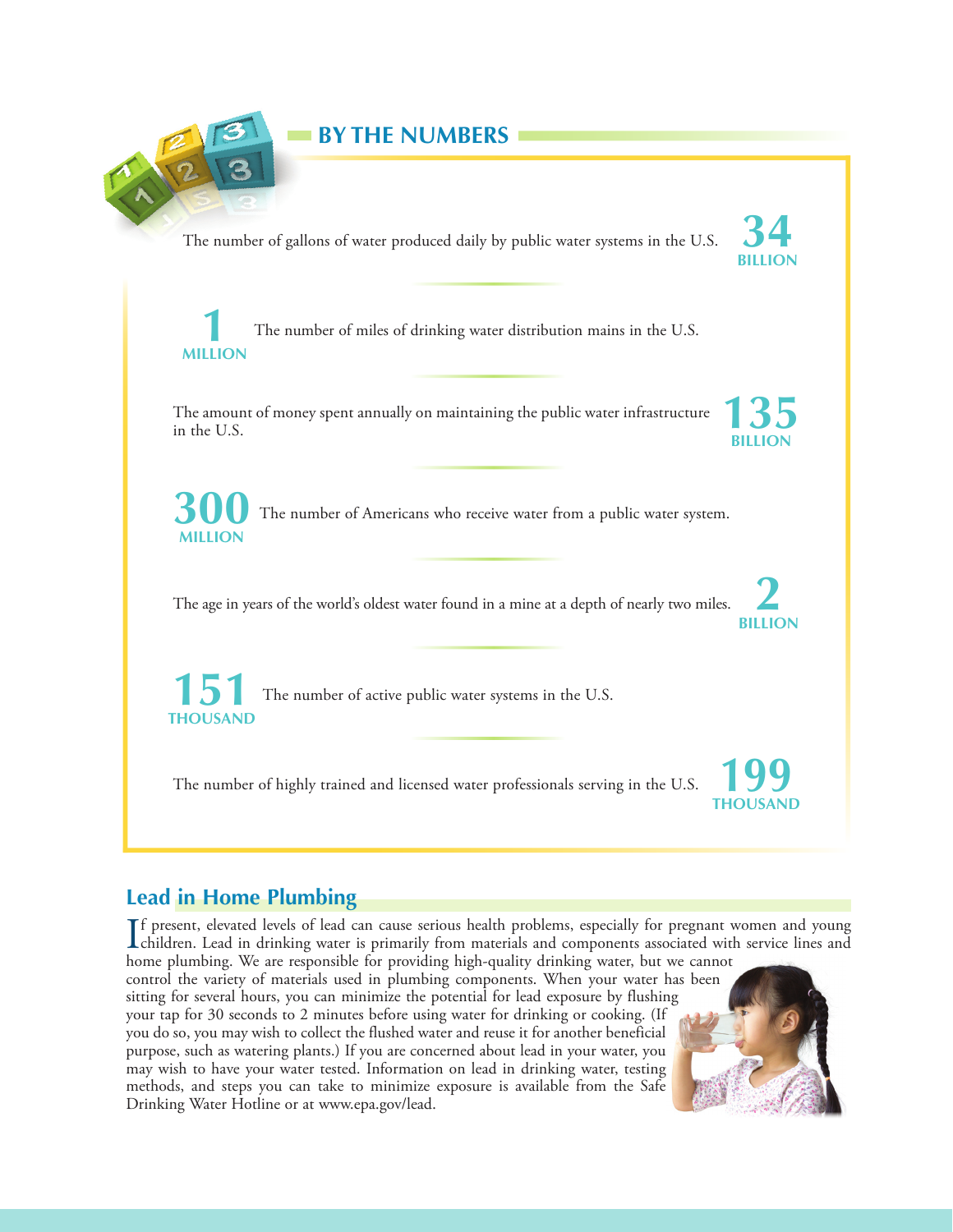## BY THE NUMBERS

**34 BILLION** — The number of gallons of water produced daily by public water systems in the U.S.

**1 MILLION** — The number of miles of drinking water distribution mains in the U.S.

**135 BILLION** — The amount of money spent annually on maintaining the public water infrastructure in the U.S.

**300 MILLION** — The number of Americans who receive water from a public water system.

**2 BILLION** — The age in years of the world's oldest water found in a mine at a depth of nearly two miles.

**151 THOUSAND** — The number of active public water systems in the U.S.

**199 THOUSAND** — The number of highly trained and licensed water professionals serving in the U.S.

## Lead in Home Plumbing

If present, elevated levels of lead can cause serious health problems, especially for pregnant women and young children. Lead in drinking water is primarily from materials and components associated with service lines and home plumbing. We are responsible for providing high-quality drinking water, but we cannot control the variety of materials used in plumbing components. When your water has been sitting for several hours, you can minimize the potential for lead exposure by flushing your tap for 30 seconds to 2 minutes before using water for drinking or cooking. (If you do so, you may wish to collect the flushed water and reuse it for another beneficial purpose, such as watering plants.) If you are concerned about lead in your water, you may wish to have your water tested. Information on lead in drinking water, testing methods, and steps you can take to minimize exposure is available from the Safe Drinking Water Hotline or at www.epa.gov/lead.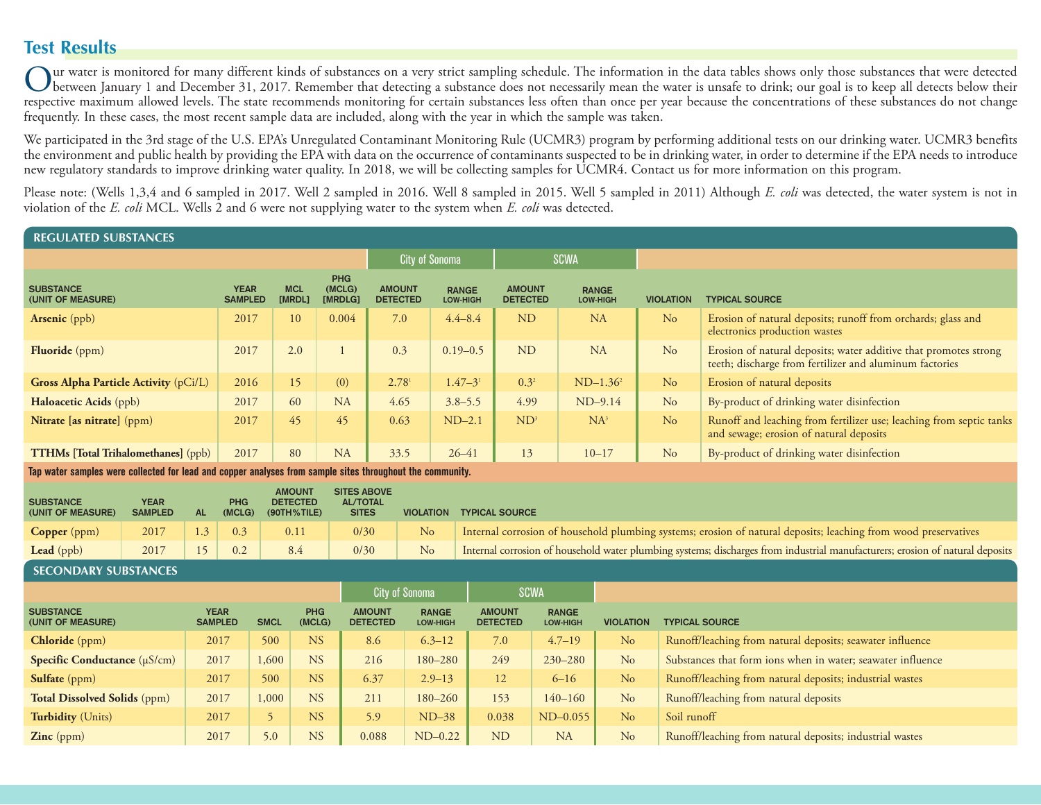## Test Results

Our water is monitored for many different kinds of substances on a very strict sampling schedule. The information in the data tables shows only those substances that were detected between January 1 and December 31, 2017. Remember that detecting a substance does not necessarily mean the water is unsafe to drink; our goal is to keep all detects below their respective maximum allowed levels. The state recommends monitoring for certain substances less often than once per year because the concentrations of these substances do not change frequently. In these cases, the most recent sample data are included, along with the year in which the sample was taken.

We participated in the 3rd stage of the U.S. EPA's Unregulated Contaminant Monitoring Rule (UCMR3) program by performing additional tests on our drinking water. UCMR3 benefits the environment and public health by providing the EPA with data on the occurrence of contaminants suspected to be in drinking water, in order to determine if the EPA needs to introduce new regulatory standards to improve drinking water quality. In 2018, we will be collecting samples for UCMR4. Contact us for more information on this program.

Please note: (Wells 1,3,4 and 6 sampled in 2017. Well 2 sampled in 2016. Well 8 sampled in 2015. Well 5 sampled in 2011) Although *E. coli* was detected, the water system is not in violation of the *E. coli* MCL. Wells 2 and 6 were not supplying water to the system when *E. coli* was detected.

### REGULATED SUBSTANCES

| | | | | City of Sonoma | | SCWA | | | |
|---|---|---|---|---|---|---|---|---|---|
| SUBSTANCE (UNIT OF MEASURE) | YEAR SAMPLED | MCL [MRDL] | PHG (MCLG) [MRDLG] | AMOUNT DETECTED | RANGE LOW-HIGH | AMOUNT DETECTED | RANGE LOW-HIGH | VIOLATION | TYPICAL SOURCE |
| **Arsenic** (ppb) | 2017 | 10 | 0.004 | 7.0 | 4.4–8.4 | ND | NA | No | Erosion of natural deposits; runoff from orchards; glass and electronics production wastes |
| **Fluoride** (ppm) | 2017 | 2.0 | 1 | 0.3 | 0.19–0.5 | ND | NA | No | Erosion of natural deposits; water additive that promotes strong teeth; discharge from fertilizer and aluminum factories |
| **Gross Alpha Particle Activity** (pCi/L) | 2016 | 15 | (0) | 2.78[1] | 1.47–3[1] | 0.3[2] | ND–1.36[2] | No | Erosion of natural deposits |
| **Haloacetic Acids** (ppb) | 2017 | 60 | NA | 4.65 | 3.8–5.5 | 4.99 | ND–9.14 | No | By-product of drinking water disinfection |
| **Nitrate [as nitrate]** (ppm) | 2017 | 45 | 45 | 0.63 | ND–2.1 | ND[3] | NA[3] | No | Runoff and leaching from fertilizer use; leaching from septic tanks and sewage; erosion of natural deposits |
| **TTHMs [Total Trihalomethanes]** (ppb) | 2017 | 80 | NA | 33.5 | 26–41 | 13 | 10–17 | No | By-product of drinking water disinfection |

**Tap water samples were collected for lead and copper analyses from sample sites throughout the community.**

| SUBSTANCE (UNIT OF MEASURE) | YEAR SAMPLED | AL | PHG (MCLG) | AMOUNT DETECTED (90TH%TILE) | SITES ABOVE AL/TOTAL SITES | VIOLATION | TYPICAL SOURCE |
|---|---|---|---|---|---|---|---|
| **Copper** (ppm) | 2017 | 1.3 | 0.3 | 0.11 | 0/30 | No | Internal corrosion of household plumbing systems; erosion of natural deposits; leaching from wood preservatives |
| **Lead** (ppb) | 2017 | 15 | 0.2 | 8.4 | 0/30 | No | Internal corrosion of household water plumbing systems; discharges from industrial manufacturers; erosion of natural deposits |

### SECONDARY SUBSTANCES

| | | | | City of Sonoma | | SCWA | | | |
|---|---|---|---|---|---|---|---|---|---|
| SUBSTANCE (UNIT OF MEASURE) | YEAR SAMPLED | SMCL | PHG (MCLG) | AMOUNT DETECTED | RANGE LOW-HIGH | AMOUNT DETECTED | RANGE LOW-HIGH | VIOLATION | TYPICAL SOURCE |
| **Chloride** (ppm) | 2017 | 500 | NS | 8.6 | 6.3–12 | 7.0 | 4.7–19 | No | Runoff/leaching from natural deposits; seawater influence |
| **Specific Conductance** (μS/cm) | 2017 | 1,600 | NS | 216 | 180–280 | 249 | 230–280 | No | Substances that form ions when in water; seawater influence |
| **Sulfate** (ppm) | 2017 | 500 | NS | 6.37 | 2.9–13 | 12 | 6–16 | No | Runoff/leaching from natural deposits; industrial wastes |
| **Total Dissolved Solids** (ppm) | 2017 | 1,000 | NS | 211 | 180–260 | 153 | 140–160 | No | Runoff/leaching from natural deposits |
| **Turbidity** (Units) | 2017 | 5 | NS | 5.9 | ND–38 | 0.038 | ND–0.055 | No | Soil runoff |
| **Zinc** (ppm) | 2017 | 5.0 | NS | 0.088 | ND–0.22 | ND | NA | No | Runoff/leaching from natural deposits; industrial wastes |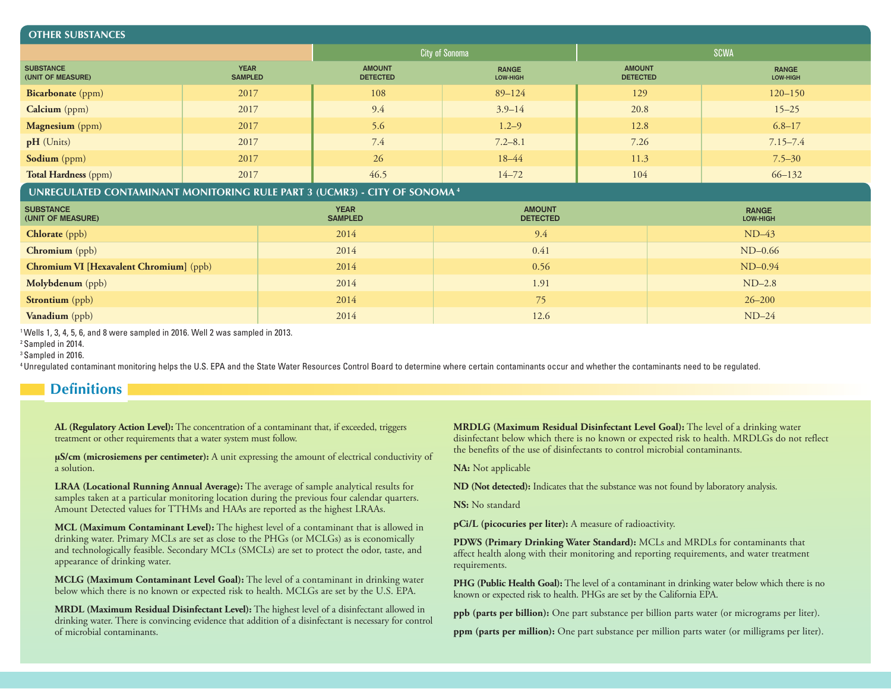## OTHER SUBSTANCES

| SUBSTANCE (UNIT OF MEASURE) | YEAR SAMPLED | City of Sonoma | | SCWA | |
|---|---|---|---|---|---|
| | | AMOUNT DETECTED | RANGE LOW-HIGH | AMOUNT DETECTED | RANGE LOW-HIGH |
| **Bicarbonate** (ppm) | 2017 | 108 | 89–124 | 129 | 120–150 |
| **Calcium** (ppm) | 2017 | 9.4 | 3.9–14 | 20.8 | 15–25 |
| **Magnesium** (ppm) | 2017 | 5.6 | 1.2–9 | 12.8 | 6.8–17 |
| **pH** (Units) | 2017 | 7.4 | 7.2–8.1 | 7.26 | 7.15–7.4 |
| **Sodium** (ppm) | 2017 | 26 | 18–44 | 11.3 | 7.5–30 |
| **Total Hardness** (ppm) | 2017 | 46.5 | 14–72 | 104 | 66–132 |

## UNREGULATED CONTAMINANT MONITORING RULE PART 3 (UCMR3) - CITY OF SONOMA [4]

| SUBSTANCE (UNIT OF MEASURE) | YEAR SAMPLED | AMOUNT DETECTED | RANGE LOW-HIGH |
|---|---|---|---|
| **Chlorate** (ppb) | 2014 | 9.4 | ND–43 |
| **Chromium** (ppb) | 2014 | 0.41 | ND–0.66 |
| **Chromium VI [Hexavalent Chromium]** (ppb) | 2014 | 0.56 | ND–0.94 |
| **Molybdenum** (ppb) | 2014 | 1.91 | ND–2.8 |
| **Strontium** (ppb) | 2014 | 75 | 26–200 |
| **Vanadium** (ppb) | 2014 | 12.6 | ND–24 |

[1] Wells 1, 3, 4, 5, 6, and 8 were sampled in 2016. Well 2 was sampled in 2013.

[2] Sampled in 2014.

[3] Sampled in 2016.

[4] Unregulated contaminant monitoring helps the U.S. EPA and the State Water Resources Control Board to determine where certain contaminants occur and whether the contaminants need to be regulated.

## Definitions

**AL (Regulatory Action Level):** The concentration of a contaminant that, if exceeded, triggers treatment or other requirements that a water system must follow.

**µS/cm (microsiemens per centimeter):** A unit expressing the amount of electrical conductivity of a solution.

**LRAA (Locational Running Annual Average):** The average of sample analytical results for samples taken at a particular monitoring location during the previous four calendar quarters. Amount Detected values for TTHMs and HAAs are reported as the highest LRAAs.

**MCL (Maximum Contaminant Level):** The highest level of a contaminant that is allowed in drinking water. Primary MCLs are set as close to the PHGs (or MCLGs) as is economically and technologically feasible. Secondary MCLs (SMCLs) are set to protect the odor, taste, and appearance of drinking water.

**MCLG (Maximum Contaminant Level Goal):** The level of a contaminant in drinking water below which there is no known or expected risk to health. MCLGs are set by the U.S. EPA.

**MRDL (Maximum Residual Disinfectant Level):** The highest level of a disinfectant allowed in drinking water. There is convincing evidence that addition of a disinfectant is necessary for control of microbial contaminants.

**MRDLG (Maximum Residual Disinfectant Level Goal):** The level of a drinking water disinfectant below which there is no known or expected risk to health. MRDLGs do not reflect the benefits of the use of disinfectants to control microbial contaminants.

**NA:** Not applicable

**ND (Not detected):** Indicates that the substance was not found by laboratory analysis.

**NS:** No standard

**pCi/L (picocuries per liter):** A measure of radioactivity.

**PDWS (Primary Drinking Water Standard):** MCLs and MRDLs for contaminants that affect health along with their monitoring and reporting requirements, and water treatment requirements.

**PHG (Public Health Goal):** The level of a contaminant in drinking water below which there is no known or expected risk to health. PHGs are set by the California EPA.

**ppb (parts per billion):** One part substance per billion parts water (or micrograms per liter).

**ppm (parts per million):** One part substance per million parts water (or milligrams per liter).